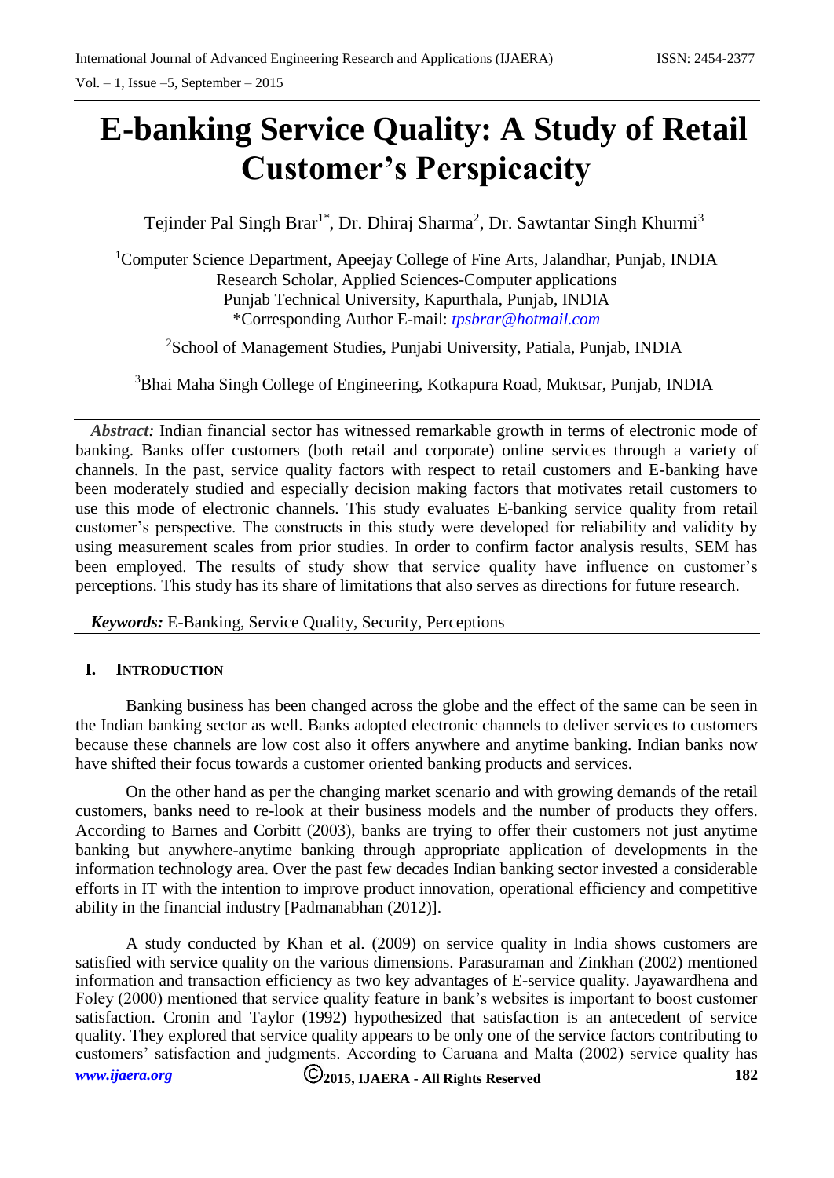// E-banking Service Quality: A Study of Retail Customer's Perspicacity

Tejinder Pal Singh Brar[1*], Dr. Dhiraj Sharma[2], Dr. Sawtantar Singh Khurmi[3]

[1]Computer Science Department, Apeejay College of Fine Arts, Jalandhar, Punjab, INDIA
Research Scholar, Applied Sciences-Computer applications
Punjab Technical University, Kapurthala, Punjab, INDIA
*Corresponding Author E-mail: *tpsbrar@hotmail.com*

[2]School of Management Studies, Punjabi University, Patiala, Punjab, INDIA

[3]Bhai Maha Singh College of Engineering, Kotkapura Road, Muktsar, Punjab, INDIA

***Abstract:*** Indian financial sector has witnessed remarkable growth in terms of electronic mode of banking. Banks offer customers (both retail and corporate) online services through a variety of channels. In the past, service quality factors with respect to retail customers and E-banking have been moderately studied and especially decision making factors that motivates retail customers to use this mode of electronic channels. This study evaluates E-banking service quality from retail customer's perspective. The constructs in this study were developed for reliability and validity by using measurement scales from prior studies. In order to confirm factor analysis results, SEM has been employed. The results of study show that service quality have influence on customer's perceptions. This study has its share of limitations that also serves as directions for future research.

***Keywords:*** E-Banking, Service Quality, Security, Perceptions

## I. INTRODUCTION

Banking business has been changed across the globe and the effect of the same can be seen in the Indian banking sector as well. Banks adopted electronic channels to deliver services to customers because these channels are low cost also it offers anywhere and anytime banking. Indian banks now have shifted their focus towards a customer oriented banking products and services.

On the other hand as per the changing market scenario and with growing demands of the retail customers, banks need to re-look at their business models and the number of products they offers. According to Barnes and Corbitt (2003), banks are trying to offer their customers not just anytime banking but anywhere-anytime banking through appropriate application of developments in the information technology area. Over the past few decades Indian banking sector invested a considerable efforts in IT with the intention to improve product innovation, operational efficiency and competitive ability in the financial industry [Padmanabhan (2012)].

A study conducted by Khan et al. (2009) on service quality in India shows customers are satisfied with service quality on the various dimensions. Parasuraman and Zinkhan (2002) mentioned information and transaction efficiency as two key advantages of E-service quality. Jayawardhena and Foley (2000) mentioned that service quality feature in bank's websites is important to boost customer satisfaction. Cronin and Taylor (1992) hypothesized that satisfaction is an antecedent of service quality. They explored that service quality appears to be only one of the service factors contributing to customers' satisfaction and judgments. According to Caruana and Malta (2002) service quality has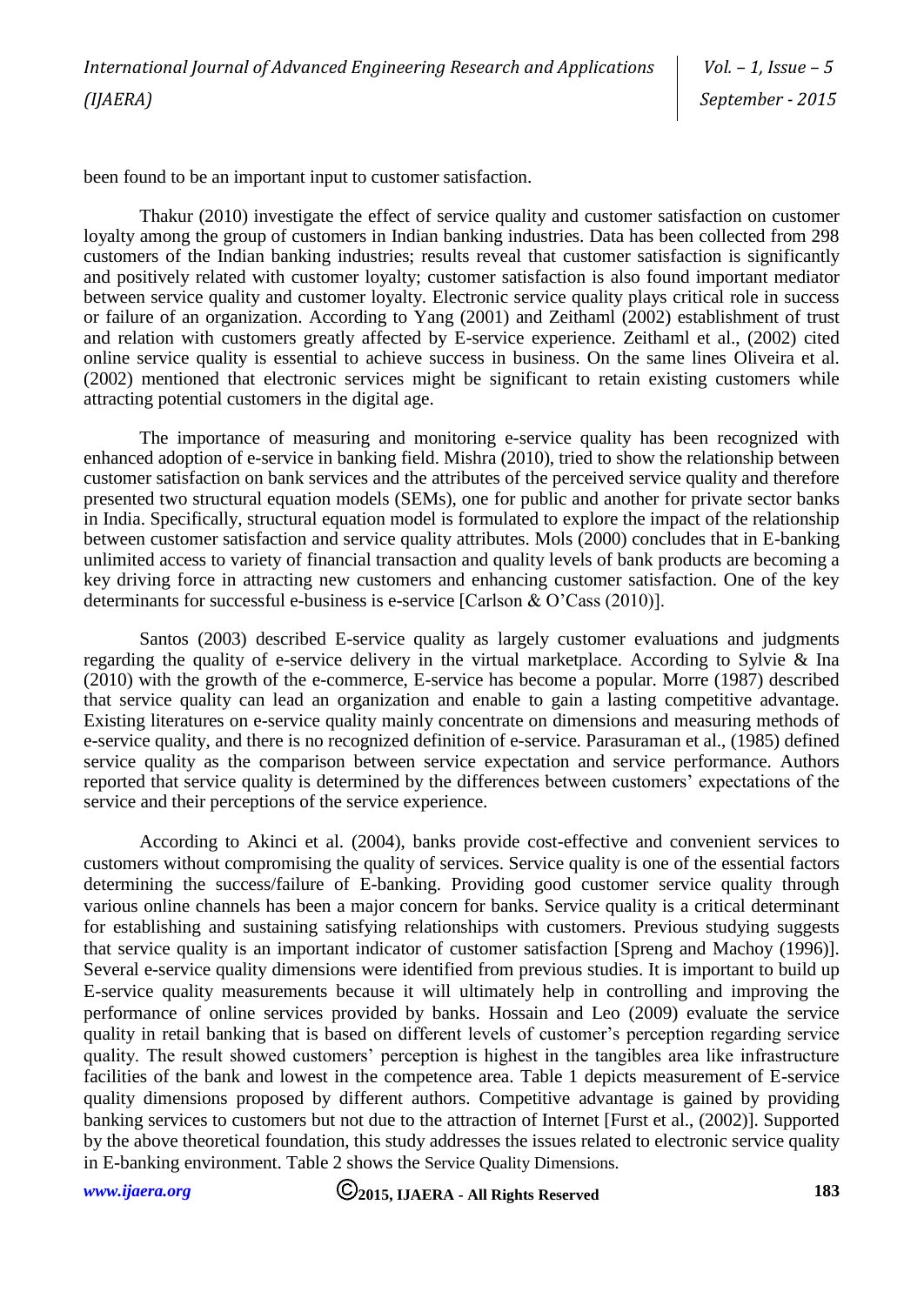been found to be an important input to customer satisfaction.

Thakur (2010) investigate the effect of service quality and customer satisfaction on customer loyalty among the group of customers in Indian banking industries. Data has been collected from 298 customers of the Indian banking industries; results reveal that customer satisfaction is significantly and positively related with customer loyalty; customer satisfaction is also found important mediator between service quality and customer loyalty. Electronic service quality plays critical role in success or failure of an organization. According to Yang (2001) and Zeithaml (2002) establishment of trust and relation with customers greatly affected by E-service experience. Zeithaml et al., (2002) cited online service quality is essential to achieve success in business. On the same lines Oliveira et al. (2002) mentioned that electronic services might be significant to retain existing customers while attracting potential customers in the digital age.

The importance of measuring and monitoring e-service quality has been recognized with enhanced adoption of e-service in banking field. Mishra (2010), tried to show the relationship between customer satisfaction on bank services and the attributes of the perceived service quality and therefore presented two structural equation models (SEMs), one for public and another for private sector banks in India. Specifically, structural equation model is formulated to explore the impact of the relationship between customer satisfaction and service quality attributes. Mols (2000) concludes that in E-banking unlimited access to variety of financial transaction and quality levels of bank products are becoming a key driving force in attracting new customers and enhancing customer satisfaction. One of the key determinants for successful e-business is e-service [Carlson & O'Cass (2010)].

Santos (2003) described E-service quality as largely customer evaluations and judgments regarding the quality of e-service delivery in the virtual marketplace. According to Sylvie & Ina (2010) with the growth of the e-commerce, E-service has become a popular. Morre (1987) described that service quality can lead an organization and enable to gain a lasting competitive advantage. Existing literatures on e-service quality mainly concentrate on dimensions and measuring methods of e-service quality, and there is no recognized definition of e-service. Parasuraman et al., (1985) defined service quality as the comparison between service expectation and service performance. Authors reported that service quality is determined by the differences between customers' expectations of the service and their perceptions of the service experience.

According to Akinci et al. (2004), banks provide cost-effective and convenient services to customers without compromising the quality of services. Service quality is one of the essential factors determining the success/failure of E-banking. Providing good customer service quality through various online channels has been a major concern for banks. Service quality is a critical determinant for establishing and sustaining satisfying relationships with customers. Previous studying suggests that service quality is an important indicator of customer satisfaction [Spreng and Machoy (1996)]. Several e-service quality dimensions were identified from previous studies. It is important to build up E-service quality measurements because it will ultimately help in controlling and improving the performance of online services provided by banks. Hossain and Leo (2009) evaluate the service quality in retail banking that is based on different levels of customer's perception regarding service quality. The result showed customers' perception is highest in the tangibles area like infrastructure facilities of the bank and lowest in the competence area. Table 1 depicts measurement of E-service quality dimensions proposed by different authors. Competitive advantage is gained by providing banking services to customers but not due to the attraction of Internet [Furst et al., (2002)]. Supported by the above theoretical foundation, this study addresses the issues related to electronic service quality in E-banking environment. Table 2 shows the Service Quality Dimensions.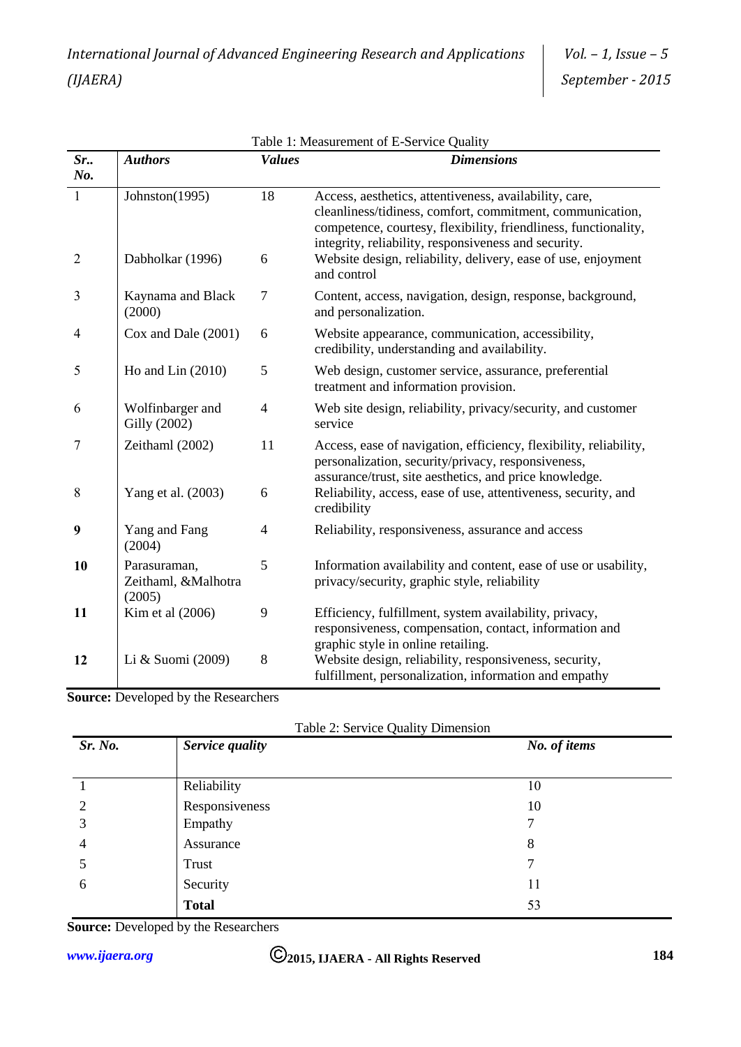Table 1: Measurement of E-Service Quality

| ***Sr.. No.*** | ***Authors*** | ***Values*** | ***Dimensions*** |
|---|---|---|---|
| 1 | Johnston(1995) | 18 | Access, aesthetics, attentiveness, availability, care, cleanliness/tidiness, comfort, commitment, communication, competence, courtesy, flexibility, friendliness, functionality, integrity, reliability, responsiveness and security. |
| 2 | Dabholkar (1996) | 6 | Website design, reliability, delivery, ease of use, enjoyment and control |
| 3 | Kaynama and Black (2000) | 7 | Content, access, navigation, design, response, background, and personalization. |
| 4 | Cox and Dale (2001) | 6 | Website appearance, communication, accessibility, credibility, understanding and availability. |
| 5 | Ho and Lin (2010) | 5 | Web design, customer service, assurance, preferential treatment and information provision. |
| 6 | Wolfinbarger and Gilly (2002) | 4 | Web site design, reliability, privacy/security, and customer service |
| 7 | Zeithaml (2002) | 11 | Access, ease of navigation, efficiency, flexibility, reliability, personalization, security/privacy, responsiveness, assurance/trust, site aesthetics, and price knowledge. |
| 8 | Yang et al. (2003) | 6 | Reliability, access, ease of use, attentiveness, security, and credibility |
| **9** | Yang and Fang (2004) | 4 | Reliability, responsiveness, assurance and access |
| **10** | Parasuraman, Zeithaml, &Malhotra (2005) | 5 | Information availability and content, ease of use or usability, privacy/security, graphic style, reliability |
| **11** | Kim et al (2006) | 9 | Efficiency, fulfillment, system availability, privacy, responsiveness, compensation, contact, information and graphic style in online retailing. |
| **12** | Li & Suomi (2009) | 8 | Website design, reliability, responsiveness, security, fulfillment, personalization, information and empathy |

**Source:** Developed by the Researchers

Table 2: Service Quality Dimension

| ***Sr. No.*** | ***Service quality*** | ***No. of items*** |
|---|---|---|
| 1 | Reliability | 10 |
| 2 | Responsiveness | 10 |
| 3 | Empathy | 7 |
| 4 | Assurance | 8 |
| 5 | Trust | 7 |
| 6 | Security | 11 |
| | **Total** | 53 |

**Source:** Developed by the Researchers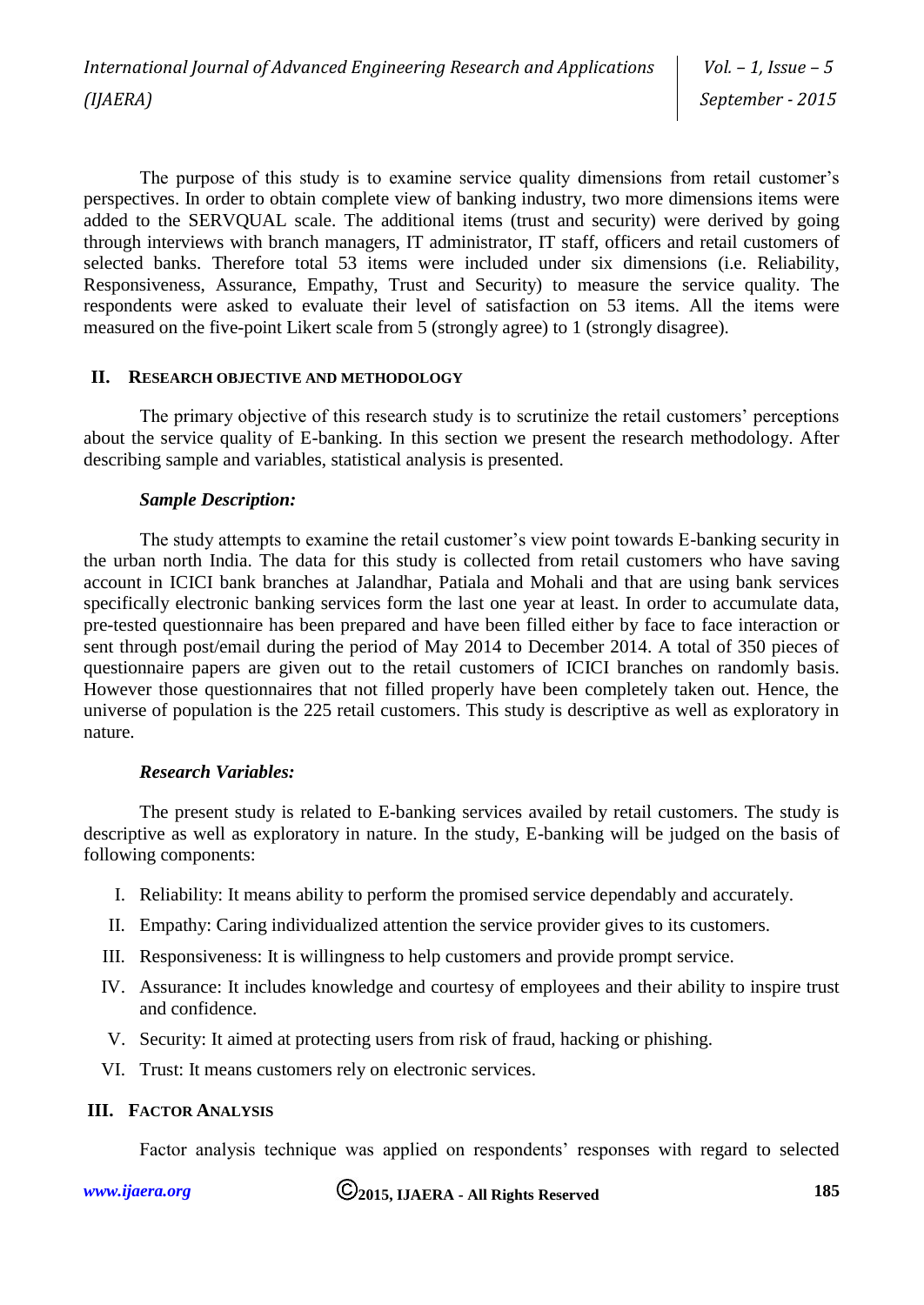The purpose of this study is to examine service quality dimensions from retail customer's perspectives. In order to obtain complete view of banking industry, two more dimensions items were added to the SERVQUAL scale. The additional items (trust and security) were derived by going through interviews with branch managers, IT administrator, IT staff, officers and retail customers of selected banks. Therefore total 53 items were included under six dimensions (i.e. Reliability, Responsiveness, Assurance, Empathy, Trust and Security) to measure the service quality. The respondents were asked to evaluate their level of satisfaction on 53 items. All the items were measured on the five-point Likert scale from 5 (strongly agree) to 1 (strongly disagree).

## II. Research Objective and Methodology

The primary objective of this research study is to scrutinize the retail customers' perceptions about the service quality of E-banking. In this section we present the research methodology. After describing sample and variables, statistical analysis is presented.

### *Sample Description:*

The study attempts to examine the retail customer's view point towards E-banking security in the urban north India. The data for this study is collected from retail customers who have saving account in ICICI bank branches at Jalandhar, Patiala and Mohali and that are using bank services specifically electronic banking services form the last one year at least. In order to accumulate data, pre-tested questionnaire has been prepared and have been filled either by face to face interaction or sent through post/email during the period of May 2014 to December 2014. A total of 350 pieces of questionnaire papers are given out to the retail customers of ICICI branches on randomly basis. However those questionnaires that not filled properly have been completely taken out. Hence, the universe of population is the 225 retail customers. This study is descriptive as well as exploratory in nature.

### *Research Variables:*

The present study is related to E-banking services availed by retail customers. The study is descriptive as well as exploratory in nature. In the study, E-banking will be judged on the basis of following components:

I. Reliability: It means ability to perform the promised service dependably and accurately.
II. Empathy: Caring individualized attention the service provider gives to its customers.
III. Responsiveness: It is willingness to help customers and provide prompt service.
IV. Assurance: It includes knowledge and courtesy of employees and their ability to inspire trust and confidence.
V. Security: It aimed at protecting users from risk of fraud, hacking or phishing.
VI. Trust: It means customers rely on electronic services.

## III. Factor Analysis

Factor analysis technique was applied on respondents' responses with regard to selected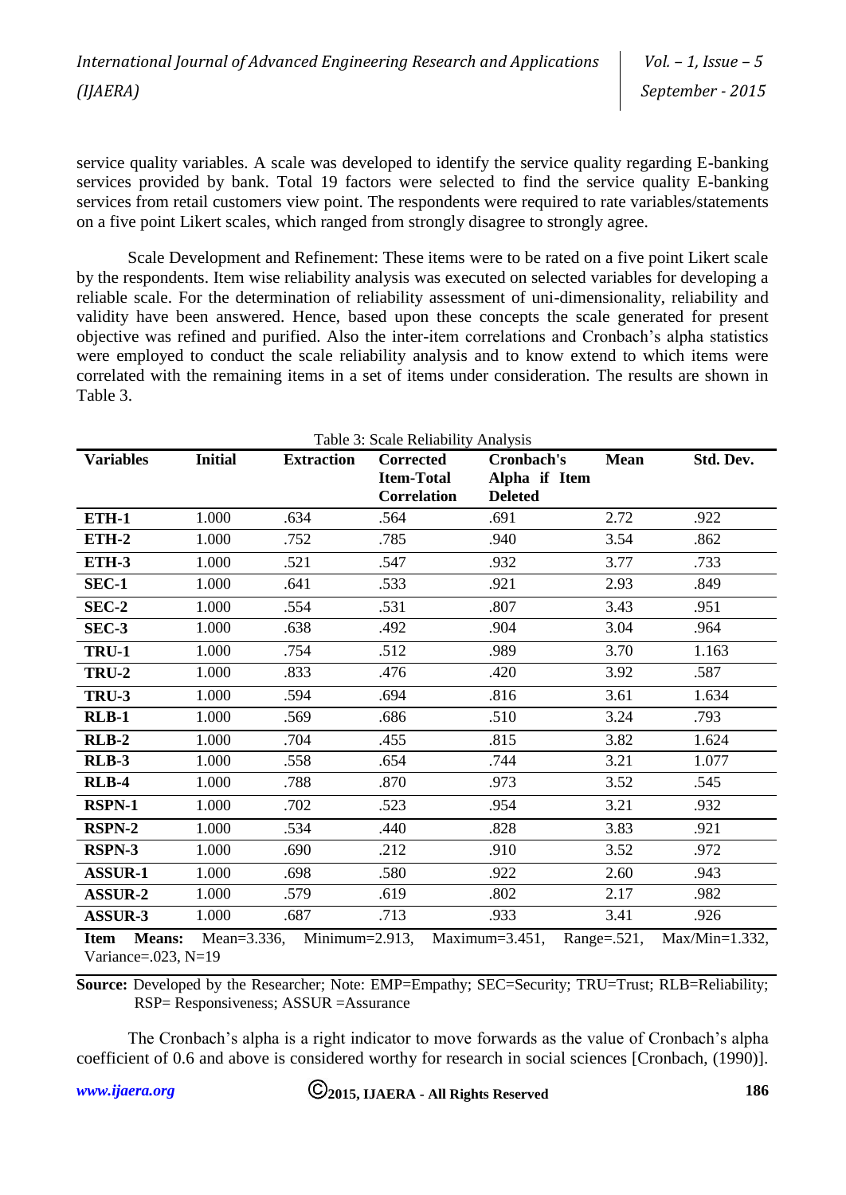service quality variables. A scale was developed to identify the service quality regarding E-banking services provided by bank. Total 19 factors were selected to find the service quality E-banking services from retail customers view point. The respondents were required to rate variables/statements on a five point Likert scales, which ranged from strongly disagree to strongly agree.

Scale Development and Refinement: These items were to be rated on a five point Likert scale by the respondents. Item wise reliability analysis was executed on selected variables for developing a reliable scale. For the determination of reliability assessment of uni-dimensionality, reliability and validity have been answered. Hence, based upon these concepts the scale generated for present objective was refined and purified. Also the inter-item correlations and Cronbach's alpha statistics were employed to conduct the scale reliability analysis and to know extend to which items were correlated with the remaining items in a set of items under consideration. The results are shown in Table 3.

Table 3: Scale Reliability Analysis

| Variables | Initial | Extraction | Corrected Item-Total Correlation | Cronbach's Alpha if Item Deleted | Mean | Std. Dev. |
|---|---|---|---|---|---|---|
| **ETH-1** | 1.000 | .634 | .564 | .691 | 2.72 | .922 |
| **ETH-2** | 1.000 | .752 | .785 | .940 | 3.54 | .862 |
| **ETH-3** | 1.000 | .521 | .547 | .932 | 3.77 | .733 |
| **SEC-1** | 1.000 | .641 | .533 | .921 | 2.93 | .849 |
| **SEC-2** | 1.000 | .554 | .531 | .807 | 3.43 | .951 |
| **SEC-3** | 1.000 | .638 | .492 | .904 | 3.04 | .964 |
| **TRU-1** | 1.000 | .754 | .512 | .989 | 3.70 | 1.163 |
| **TRU-2** | 1.000 | .833 | .476 | .420 | 3.92 | .587 |
| **TRU-3** | 1.000 | .594 | .694 | .816 | 3.61 | 1.634 |
| **RLB-1** | 1.000 | .569 | .686 | .510 | 3.24 | .793 |
| **RLB-2** | 1.000 | .704 | .455 | .815 | 3.82 | 1.624 |
| **RLB-3** | 1.000 | .558 | .654 | .744 | 3.21 | 1.077 |
| **RLB-4** | 1.000 | .788 | .870 | .973 | 3.52 | .545 |
| **RSPN-1** | 1.000 | .702 | .523 | .954 | 3.21 | .932 |
| **RSPN-2** | 1.000 | .534 | .440 | .828 | 3.83 | .921 |
| **RSPN-3** | 1.000 | .690 | .212 | .910 | 3.52 | .972 |
| **ASSUR-1** | 1.000 | .698 | .580 | .922 | 2.60 | .943 |
| **ASSUR-2** | 1.000 | .579 | .619 | .802 | 2.17 | .982 |
| **ASSUR-3** | 1.000 | .687 | .713 | .933 | 3.41 | .926 |

**Item Means:** Mean=3.336, Minimum=2.913, Maximum=3.451, Range=.521, Max/Min=1.332, Variance=.023, N=19

**Source:** Developed by the Researcher; Note: EMP=Empathy; SEC=Security; TRU=Trust; RLB=Reliability; RSP= Responsiveness; ASSUR =Assurance

The Cronbach's alpha is a right indicator to move forwards as the value of Cronbach's alpha coefficient of 0.6 and above is considered worthy for research in social sciences [Cronbach, (1990)].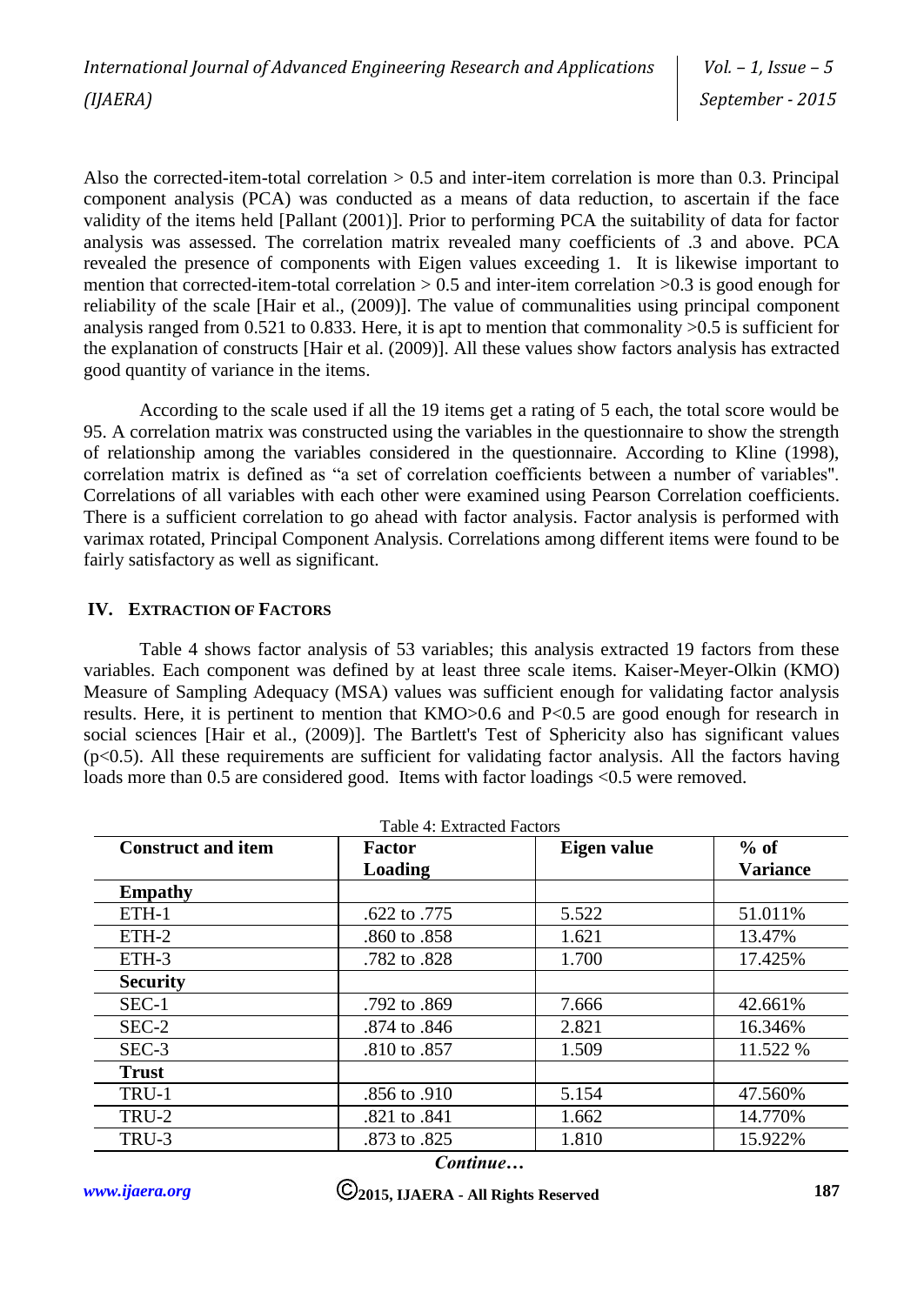Also the corrected-item-total correlation > 0.5 and inter-item correlation is more than 0.3. Principal component analysis (PCA) was conducted as a means of data reduction, to ascertain if the face validity of the items held [Pallant (2001)]. Prior to performing PCA the suitability of data for factor analysis was assessed. The correlation matrix revealed many coefficients of .3 and above. PCA revealed the presence of components with Eigen values exceeding 1. It is likewise important to mention that corrected-item-total correlation > 0.5 and inter-item correlation >0.3 is good enough for reliability of the scale [Hair et al., (2009)]. The value of communalities using principal component analysis ranged from 0.521 to 0.833. Here, it is apt to mention that commonality >0.5 is sufficient for the explanation of constructs [Hair et al. (2009)]. All these values show factors analysis has extracted good quantity of variance in the items.

According to the scale used if all the 19 items get a rating of 5 each, the total score would be 95. A correlation matrix was constructed using the variables in the questionnaire to show the strength of relationship among the variables considered in the questionnaire. According to Kline (1998), correlation matrix is defined as "a set of correlation coefficients between a number of variables". Correlations of all variables with each other were examined using Pearson Correlation coefficients. There is a sufficient correlation to go ahead with factor analysis. Factor analysis is performed with varimax rotated, Principal Component Analysis. Correlations among different items were found to be fairly satisfactory as well as significant.

## IV. Extraction of Factors

Table 4 shows factor analysis of 53 variables; this analysis extracted 19 factors from these variables. Each component was defined by at least three scale items. Kaiser-Meyer-Olkin (KMO) Measure of Sampling Adequacy (MSA) values was sufficient enough for validating factor analysis results. Here, it is pertinent to mention that KMO>0.6 and P<0.5 are good enough for research in social sciences [Hair et al., (2009)]. The Bartlett's Test of Sphericity also has significant values (p<0.5). All these requirements are sufficient for validating factor analysis. All the factors having loads more than 0.5 are considered good. Items with factor loadings <0.5 were removed.

Table 4: Extracted Factors

| Construct and item | Factor Loading | Eigen value | % of Variance |
|---|---|---|---|
| **Empathy** | | | |
| ETH-1 | .622 to .775 | 5.522 | 51.011% |
| ETH-2 | .860 to .858 | 1.621 | 13.47% |
| ETH-3 | .782 to .828 | 1.700 | 17.425% |
| **Security** | | | |
| SEC-1 | .792 to .869 | 7.666 | 42.661% |
| SEC-2 | .874 to .846 | 2.821 | 16.346% |
| SEC-3 | .810 to .857 | 1.509 | 11.522 % |
| **Trust** | | | |
| TRU-1 | .856 to .910 | 5.154 | 47.560% |
| TRU-2 | .821 to .841 | 1.662 | 14.770% |
| TRU-3 | .873 to .825 | 1.810 | 15.922% |

*Continue…*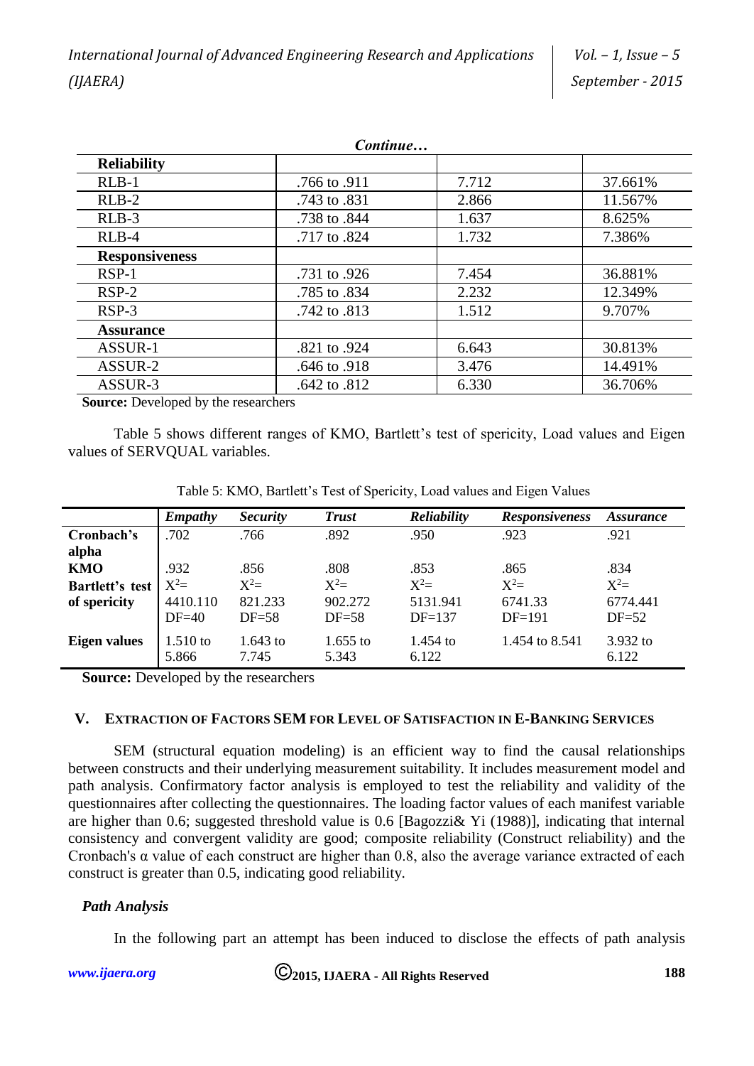*Continue…*

| | | | |
|---|---|---|---|
| **Reliability** | | | |
| RLB-1 | .766 to .911 | 7.712 | 37.661% |
| RLB-2 | .743 to .831 | 2.866 | 11.567% |
| RLB-3 | .738 to .844 | 1.637 | 8.625% |
| RLB-4 | .717 to .824 | 1.732 | 7.386% |
| **Responsiveness** | | | |
| RSP-1 | .731 to .926 | 7.454 | 36.881% |
| RSP-2 | .785 to .834 | 2.232 | 12.349% |
| RSP-3 | .742 to .813 | 1.512 | 9.707% |
| **Assurance** | | | |
| ASSUR-1 | .821 to .924 | 6.643 | 30.813% |
| ASSUR-2 | .646 to .918 | 3.476 | 14.491% |
| ASSUR-3 | .642 to .812 | 6.330 | 36.706% |

**Source:** Developed by the researchers

Table 5 shows different ranges of KMO, Bartlett's test of spericity, Load values and Eigen values of SERVQUAL variables.

Table 5: KMO, Bartlett's Test of Spericity, Load values and Eigen Values

| | *Empathy* | *Security* | *Trust* | *Reliability* | *Responsiveness* | *Assurance* |
|---|---|---|---|---|---|---|
| **Cronbach's alpha** | .702 | .766 | .892 | .950 | .923 | .921 |
| **KMO** | .932 | .856 | .808 | .853 | .865 | .834 |
| **Bartlett's test of spericity** | $X^2$= 4410.110 DF=40 | $X^2$= 821.233 DF=58 | $X^2$= 902.272 DF=58 | $X^2$= 5131.941 DF=137 | $X^2$= 6741.33 DF=191 | $X^2$= 6774.441 DF=52 |
| **Eigen values** | 1.510 to 5.866 | 1.643 to 7.745 | 1.655 to 5.343 | 1.454 to 6.122 | 1.454 to 8.541 | 3.932 to 6.122 |

**Source:** Developed by the researchers

## V. Extraction of Factors SEM for Level of Satisfaction in E-Banking Services

SEM (structural equation modeling) is an efficient way to find the causal relationships between constructs and their underlying measurement suitability. It includes measurement model and path analysis. Confirmatory factor analysis is employed to test the reliability and validity of the questionnaires after collecting the questionnaires. The loading factor values of each manifest variable are higher than 0.6; suggested threshold value is 0.6 [Bagozzi& Yi (1988)], indicating that internal consistency and convergent validity are good; composite reliability (Construct reliability) and the Cronbach's α value of each construct are higher than 0.8, also the average variance extracted of each construct is greater than 0.5, indicating good reliability.

### *Path Analysis*

In the following part an attempt has been induced to disclose the effects of path analysis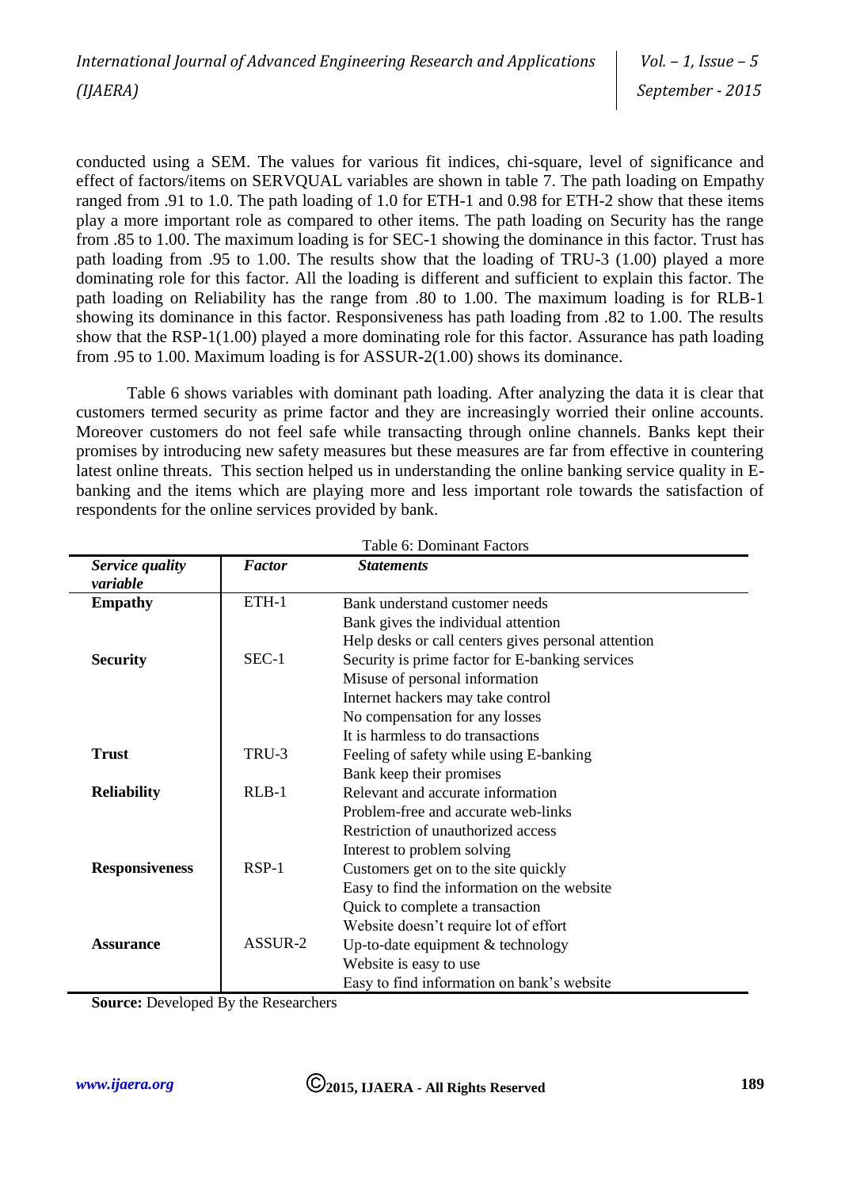conducted using a SEM. The values for various fit indices, chi-square, level of significance and effect of factors/items on SERVQUAL variables are shown in table 7. The path loading on Empathy ranged from .91 to 1.0. The path loading of 1.0 for ETH-1 and 0.98 for ETH-2 show that these items play a more important role as compared to other items. The path loading on Security has the range from .85 to 1.00. The maximum loading is for SEC-1 showing the dominance in this factor. Trust has path loading from .95 to 1.00. The results show that the loading of TRU-3 (1.00) played a more dominating role for this factor. All the loading is different and sufficient to explain this factor. The path loading on Reliability has the range from .80 to 1.00. The maximum loading is for RLB-1 showing its dominance in this factor. Responsiveness has path loading from .82 to 1.00. The results show that the RSP-1(1.00) played a more dominating role for this factor. Assurance has path loading from .95 to 1.00. Maximum loading is for ASSUR-2(1.00) shows its dominance.

Table 6 shows variables with dominant path loading. After analyzing the data it is clear that customers termed security as prime factor and they are increasingly worried their online accounts. Moreover customers do not feel safe while transacting through online channels. Banks kept their promises by introducing new safety measures but these measures are far from effective in countering latest online threats. This section helped us in understanding the online banking service quality in E-banking and the items which are playing more and less important role towards the satisfaction of respondents for the online services provided by bank.

Table 6: Dominant Factors

| *Service quality variable* | *Factor* | *Statements* |
|---|---|---|
| **Empathy** | ETH-1 | Bank understand customer needs |
| | | Bank gives the individual attention |
| | | Help desks or call centers gives personal attention |
| **Security** | SEC-1 | Security is prime factor for E-banking services |
| | | Misuse of personal information |
| | | Internet hackers may take control |
| | | No compensation for any losses |
| | | It is harmless to do transactions |
| **Trust** | TRU-3 | Feeling of safety while using E-banking |
| | | Bank keep their promises |
| **Reliability** | RLB-1 | Relevant and accurate information |
| | | Problem-free and accurate web-links |
| | | Restriction of unauthorized access |
| | | Interest to problem solving |
| **Responsiveness** | RSP-1 | Customers get on to the site quickly |
| | | Easy to find the information on the website |
| | | Quick to complete a transaction |
| | | Website doesn't require lot of effort |
| **Assurance** | ASSUR-2 | Up-to-date equipment & technology |
| | | Website is easy to use |
| | | Easy to find information on bank's website |

**Source:** Developed By the Researchers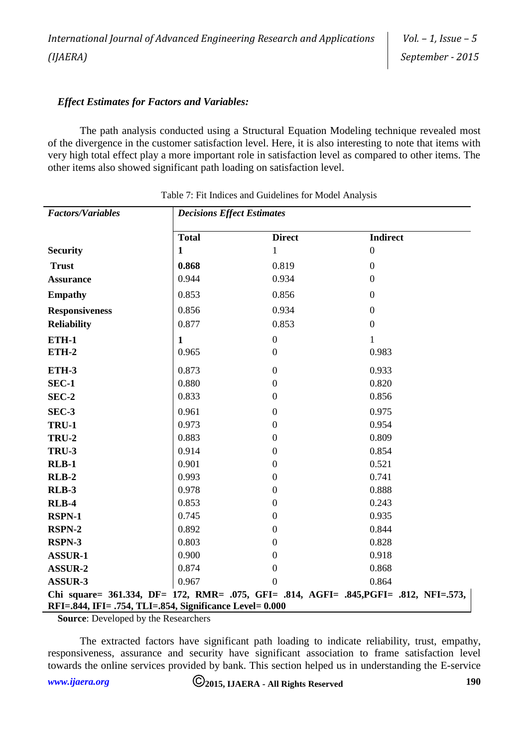***Effect Estimates for Factors and Variables:***

The path analysis conducted using a Structural Equation Modeling technique revealed most of the divergence in the customer satisfaction level. Here, it is also interesting to note that items with very high total effect play a more important role in satisfaction level as compared to other items. The other items also showed significant path loading on satisfaction level.

Table 7: Fit Indices and Guidelines for Model Analysis

| ***Factors/Variables*** | ***Decisions Effect Estimates*** | | |
|---|---|---|---|
| | **Total** | **Direct** | **Indirect** |
| **Security** | **1** | 1 | 0 |
| **Trust** | **0.868** | 0.819 | 0 |
| **Assurance** | 0.944 | 0.934 | 0 |
| **Empathy** | 0.853 | 0.856 | 0 |
| **Responsiveness** | 0.856 | 0.934 | 0 |
| **Reliability** | 0.877 | 0.853 | 0 |
| **ETH-1** | **1** | 0 | 1 |
| **ETH-2** | 0.965 | 0 | 0.983 |
| **ETH-3** | 0.873 | 0 | 0.933 |
| **SEC-1** | 0.880 | 0 | 0.820 |
| **SEC-2** | 0.833 | 0 | 0.856 |
| **SEC-3** | 0.961 | 0 | 0.975 |
| **TRU-1** | 0.973 | 0 | 0.954 |
| **TRU-2** | 0.883 | 0 | 0.809 |
| **TRU-3** | 0.914 | 0 | 0.854 |
| **RLB-1** | 0.901 | 0 | 0.521 |
| **RLB-2** | 0.993 | 0 | 0.741 |
| **RLB-3** | 0.978 | 0 | 0.888 |
| **RLB-4** | 0.853 | 0 | 0.243 |
| **RSPN-1** | 0.745 | 0 | 0.935 |
| **RSPN-2** | 0.892 | 0 | 0.844 |
| **RSPN-3** | 0.803 | 0 | 0.828 |
| **ASSUR-1** | 0.900 | 0 | 0.918 |
| **ASSUR-2** | 0.874 | 0 | 0.868 |
| **ASSUR-3** | 0.967 | 0 | 0.864 |
| **Chi square= 361.334, DF= 172, RMR= .075, GFI= .814, AGFI= .845,PGFI= .812, NFI=.573, RFI=.844, IFI= .754, TLI=.854, Significance Level= 0.000** | | | |

**Source**: Developed by the Researchers

The extracted factors have significant path loading to indicate reliability, trust, empathy, responsiveness, assurance and security have significant association to frame satisfaction level towards the online services provided by bank. This section helped us in understanding the E-service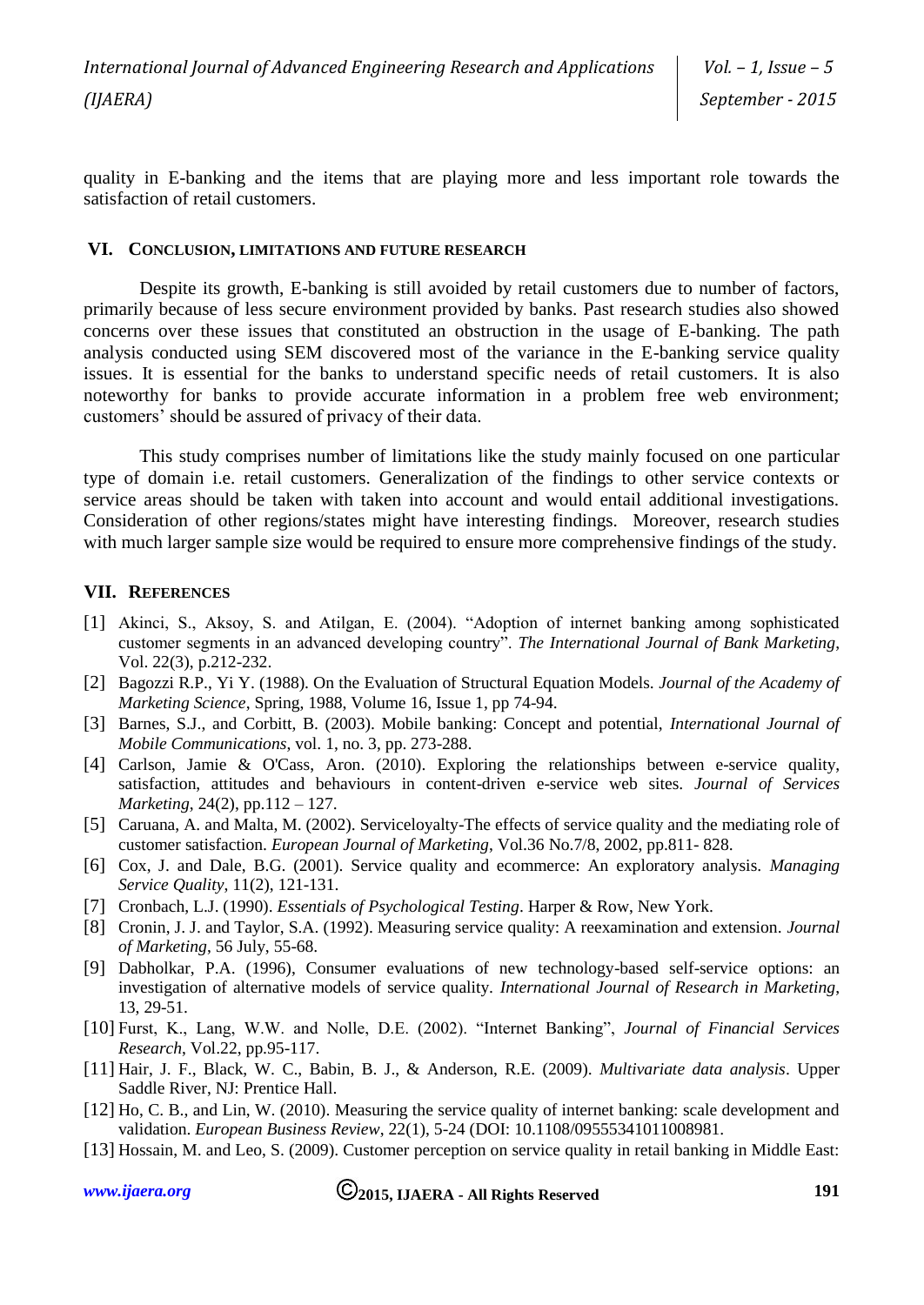quality in E-banking and the items that are playing more and less important role towards the satisfaction of retail customers.

## VI. Conclusion, Limitations and Future Research

Despite its growth, E-banking is still avoided by retail customers due to number of factors, primarily because of less secure environment provided by banks. Past research studies also showed concerns over these issues that constituted an obstruction in the usage of E-banking. The path analysis conducted using SEM discovered most of the variance in the E-banking service quality issues. It is essential for the banks to understand specific needs of retail customers. It is also noteworthy for banks to provide accurate information in a problem free web environment; customers' should be assured of privacy of their data.

This study comprises number of limitations like the study mainly focused on one particular type of domain i.e. retail customers. Generalization of the findings to other service contexts or service areas should be taken with taken into account and would entail additional investigations. Consideration of other regions/states might have interesting findings. Moreover, research studies with much larger sample size would be required to ensure more comprehensive findings of the study.

## VII. References

[1] Akinci, S., Aksoy, S. and Atilgan, E. (2004). "Adoption of internet banking among sophisticated customer segments in an advanced developing country". *The International Journal of Bank Marketing*, Vol. 22(3), p.212-232.

[2] Bagozzi R.P., Yi Y. (1988). On the Evaluation of Structural Equation Models. *Journal of the Academy of Marketing Science*, Spring, 1988, Volume 16, Issue 1, pp 74-94.

[3] Barnes, S.J., and Corbitt, B. (2003). Mobile banking: Concept and potential, *International Journal of Mobile Communications*, vol. 1, no. 3, pp. 273-288.

[4] Carlson, Jamie & O'Cass, Aron. (2010). Exploring the relationships between e-service quality, satisfaction, attitudes and behaviours in content-driven e-service web sites. *Journal of Services Marketing*, 24(2), pp.112 – 127.

[5] Caruana, A. and Malta, M. (2002). Serviceloyalty-The effects of service quality and the mediating role of customer satisfaction. *European Journal of Marketing*, Vol.36 No.7/8, 2002, pp.811- 828.

[6] Cox, J. and Dale, B.G. (2001). Service quality and ecommerce: An exploratory analysis. *Managing Service Quality*, 11(2), 121-131.

[7] Cronbach, L.J. (1990). *Essentials of Psychological Testing*. Harper & Row, New York.

[8] Cronin, J. J. and Taylor, S.A. (1992). Measuring service quality: A reexamination and extension. *Journal of Marketing*, 56 July, 55-68.

[9] Dabholkar, P.A. (1996), Consumer evaluations of new technology-based self-service options: an investigation of alternative models of service quality. *International Journal of Research in Marketing*, 13, 29-51.

[10] Furst, K., Lang, W.W. and Nolle, D.E. (2002). "Internet Banking", *Journal of Financial Services Research*, Vol.22, pp.95-117.

[11] Hair, J. F., Black, W. C., Babin, B. J., & Anderson, R.E. (2009). *Multivariate data analysis*. Upper Saddle River, NJ: Prentice Hall.

[12] Ho, C. B., and Lin, W. (2010). Measuring the service quality of internet banking: scale development and validation. *European Business Review*, 22(1), 5-24 (DOI: 10.1108/09555341011008981.

[13] Hossain, M. and Leo, S. (2009). Customer perception on service quality in retail banking in Middle East: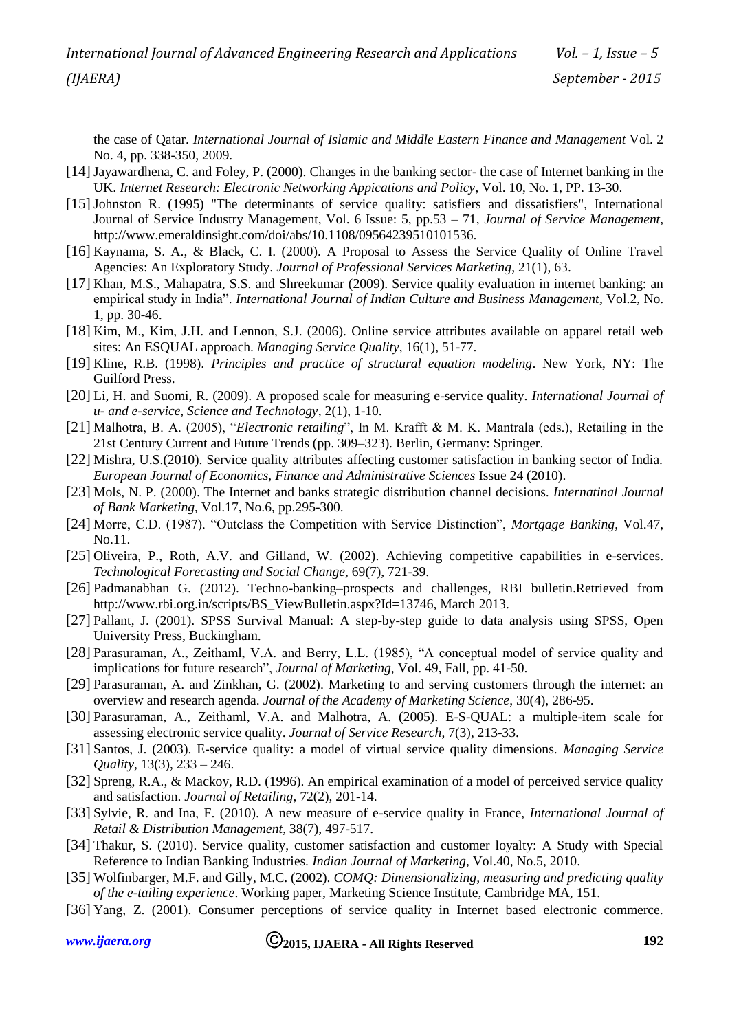the case of Qatar. *International Journal of Islamic and Middle Eastern Finance and Management* Vol. 2 No. 4, pp. 338-350, 2009.

[14] Jayawardhena, C. and Foley, P. (2000). Changes in the banking sector- the case of Internet banking in the UK. *Internet Research: Electronic Networking Appications and Policy*, Vol. 10, No. 1, PP. 13-30.

[15] Johnston R. (1995) "The determinants of service quality: satisfiers and dissatisfiers", International Journal of Service Industry Management, Vol. 6 Issue: 5, pp.53 – 71, *Journal of Service Management*, http://www.emeraldinsight.com/doi/abs/10.1108/09564239510101536.

[16] Kaynama, S. A., & Black, C. I. (2000). A Proposal to Assess the Service Quality of Online Travel Agencies: An Exploratory Study. *Journal of Professional Services Marketing*, 21(1), 63.

[17] Khan, M.S., Mahapatra, S.S. and Shreekumar (2009). Service quality evaluation in internet banking: an empirical study in India". *International Journal of Indian Culture and Business Management*, Vol.2, No. 1, pp. 30-46.

[18] Kim, M., Kim, J.H. and Lennon, S.J. (2006). Online service attributes available on apparel retail web sites: An ESQUAL approach. *Managing Service Quality*, 16(1), 51-77.

[19] Kline, R.B. (1998). *Principles and practice of structural equation modeling*. New York, NY: The Guilford Press.

[20] Li, H. and Suomi, R. (2009). A proposed scale for measuring e-service quality. *International Journal of u- and e-service, Science and Technology*, 2(1), 1-10.

[21] Malhotra, B. A. (2005), "*Electronic retailing*", In M. Krafft & M. K. Mantrala (eds.), Retailing in the 21st Century Current and Future Trends (pp. 309–323). Berlin, Germany: Springer.

[22] Mishra, U.S.(2010). Service quality attributes affecting customer satisfaction in banking sector of India. *European Journal of Economics, Finance and Administrative Sciences* Issue 24 (2010).

[23] Mols, N. P. (2000). The Internet and banks strategic distribution channel decisions. *Internatinal Journal of Bank Marketing*, Vol.17, No.6, pp.295-300.

[24] Morre, C.D. (1987). "Outclass the Competition with Service Distinction", *Mortgage Banking*, Vol.47, No.11.

[25] Oliveira, P., Roth, A.V. and Gilland, W. (2002). Achieving competitive capabilities in e-services. *Technological Forecasting and Social Change*, 69(7), 721-39.

[26] Padmanabhan G. (2012). Techno-banking–prospects and challenges, RBI bulletin.Retrieved from http://www.rbi.org.in/scripts/BS_ViewBulletin.aspx?Id=13746, March 2013.

[27] Pallant, J. (2001). SPSS Survival Manual: A step-by-step guide to data analysis using SPSS, Open University Press, Buckingham.

[28] Parasuraman, A., Zeithaml, V.A. and Berry, L.L. (1985), "A conceptual model of service quality and implications for future research", *Journal of Marketing*, Vol. 49, Fall, pp. 41-50.

[29] Parasuraman, A. and Zinkhan, G. (2002). Marketing to and serving customers through the internet: an overview and research agenda. *Journal of the Academy of Marketing Science*, 30(4), 286-95.

[30] Parasuraman, A., Zeithaml, V.A. and Malhotra, A. (2005). E-S-QUAL: a multiple-item scale for assessing electronic service quality. *Journal of Service Research*, 7(3), 213-33.

[31] Santos, J. (2003). E-service quality: a model of virtual service quality dimensions. *Managing Service Quality*, 13(3), 233 – 246.

[32] Spreng, R.A., & Mackoy, R.D. (1996). An empirical examination of a model of perceived service quality and satisfaction. *Journal of Retailing*, 72(2), 201-14.

[33] Sylvie, R. and Ina, F. (2010). A new measure of e-service quality in France, *International Journal of Retail & Distribution Management*, 38(7), 497-517.

[34] Thakur, S. (2010). Service quality, customer satisfaction and customer loyalty: A Study with Special Reference to Indian Banking Industries. *Indian Journal of Marketing*, Vol.40, No.5, 2010.

[35] Wolfinbarger, M.F. and Gilly, M.C. (2002). *COMQ: Dimensionalizing, measuring and predicting quality of the e-tailing experience*. Working paper, Marketing Science Institute, Cambridge MA, 151.

[36] Yang, Z. (2001). Consumer perceptions of service quality in Internet based electronic commerce.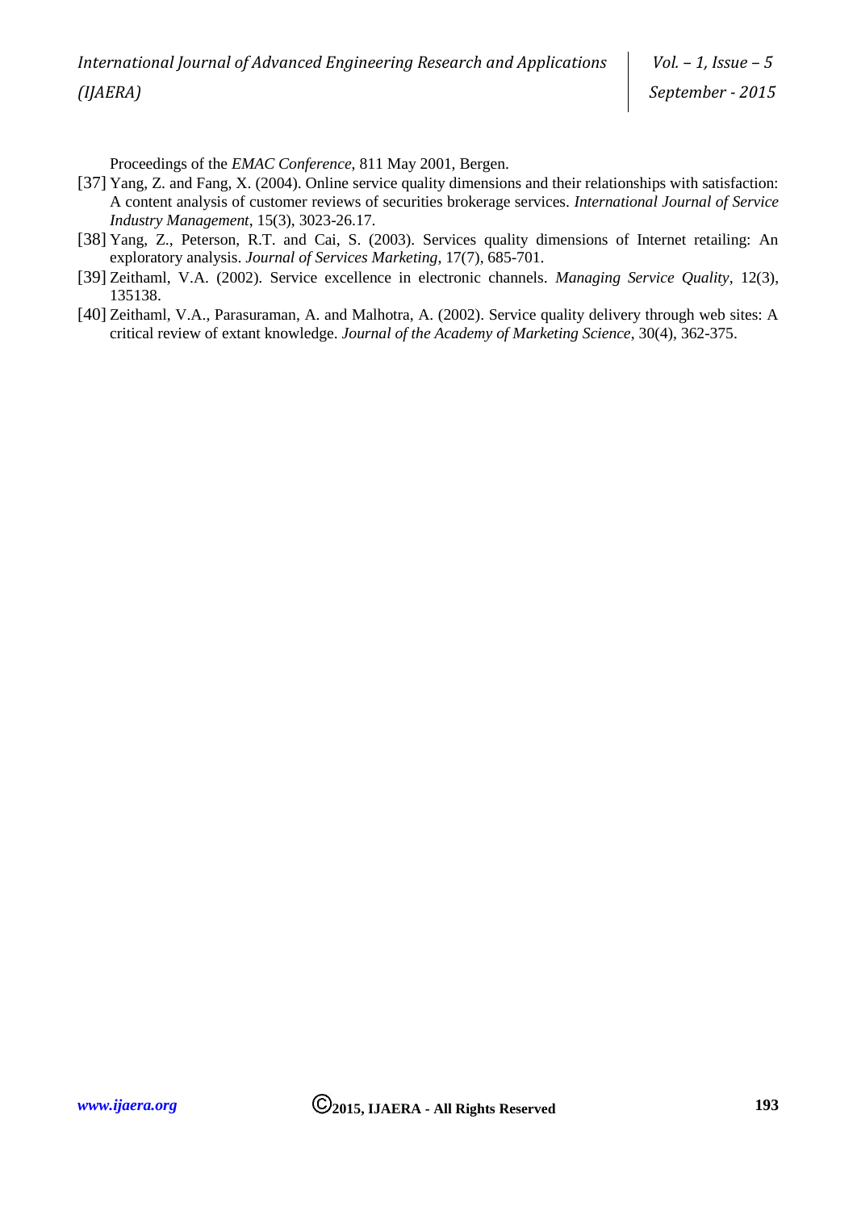Proceedings of the *EMAC Conference*, 811 May 2001, Bergen.

[37] Yang, Z. and Fang, X. (2004). Online service quality dimensions and their relationships with satisfaction: A content analysis of customer reviews of securities brokerage services. *International Journal of Service Industry Management*, 15(3), 3023-26.17.

[38] Yang, Z., Peterson, R.T. and Cai, S. (2003). Services quality dimensions of Internet retailing: An exploratory analysis. *Journal of Services Marketing*, 17(7), 685-701.

[39] Zeithaml, V.A. (2002). Service excellence in electronic channels. *Managing Service Quality*, 12(3), 135138.

[40] Zeithaml, V.A., Parasuraman, A. and Malhotra, A. (2002). Service quality delivery through web sites: A critical review of extant knowledge. *Journal of the Academy of Marketing Science*, 30(4), 362-375.